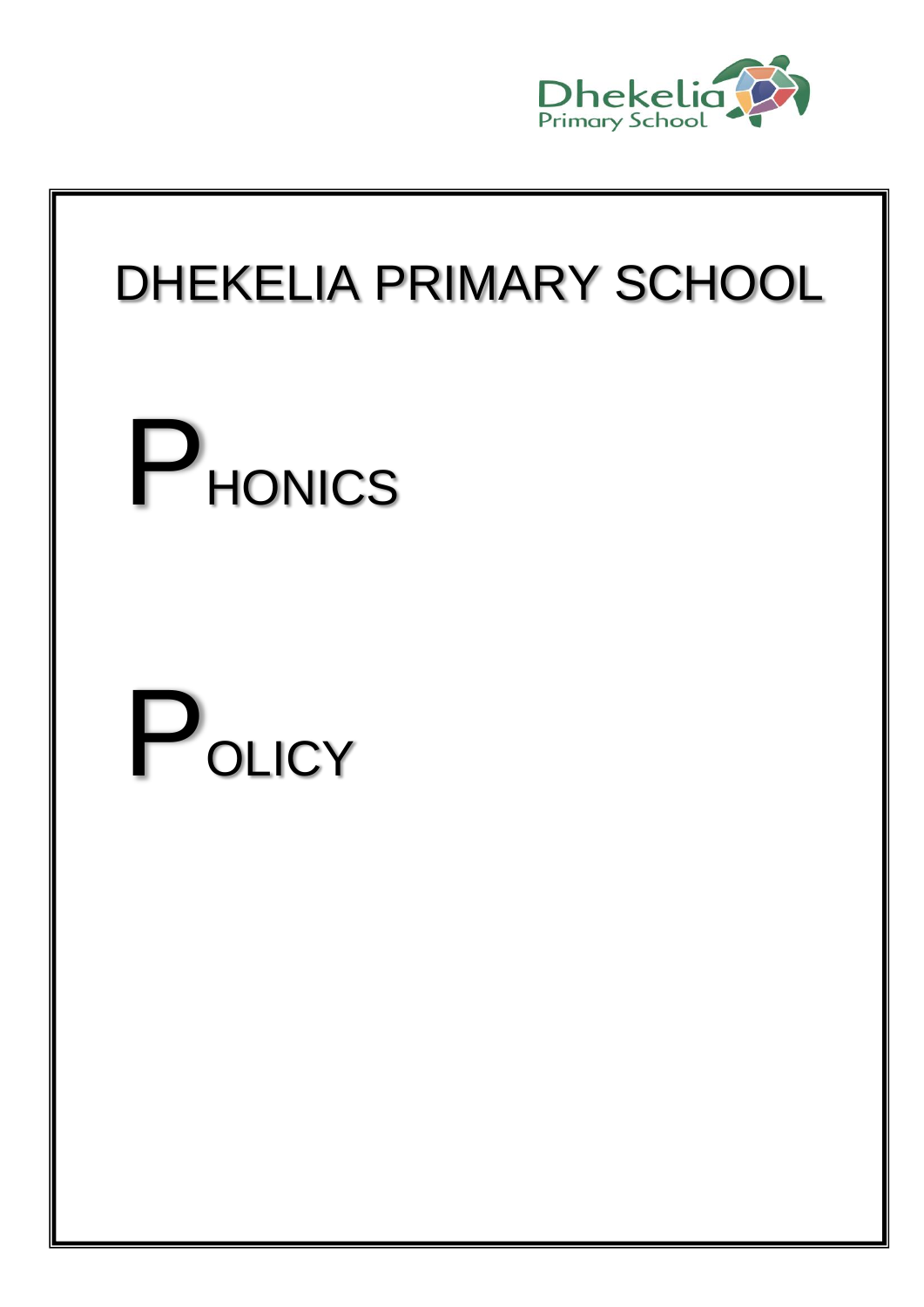Dhekelia
Primary School

# DHEKELIA PRIMARY SCHOOL

# PHONICS

# POLICY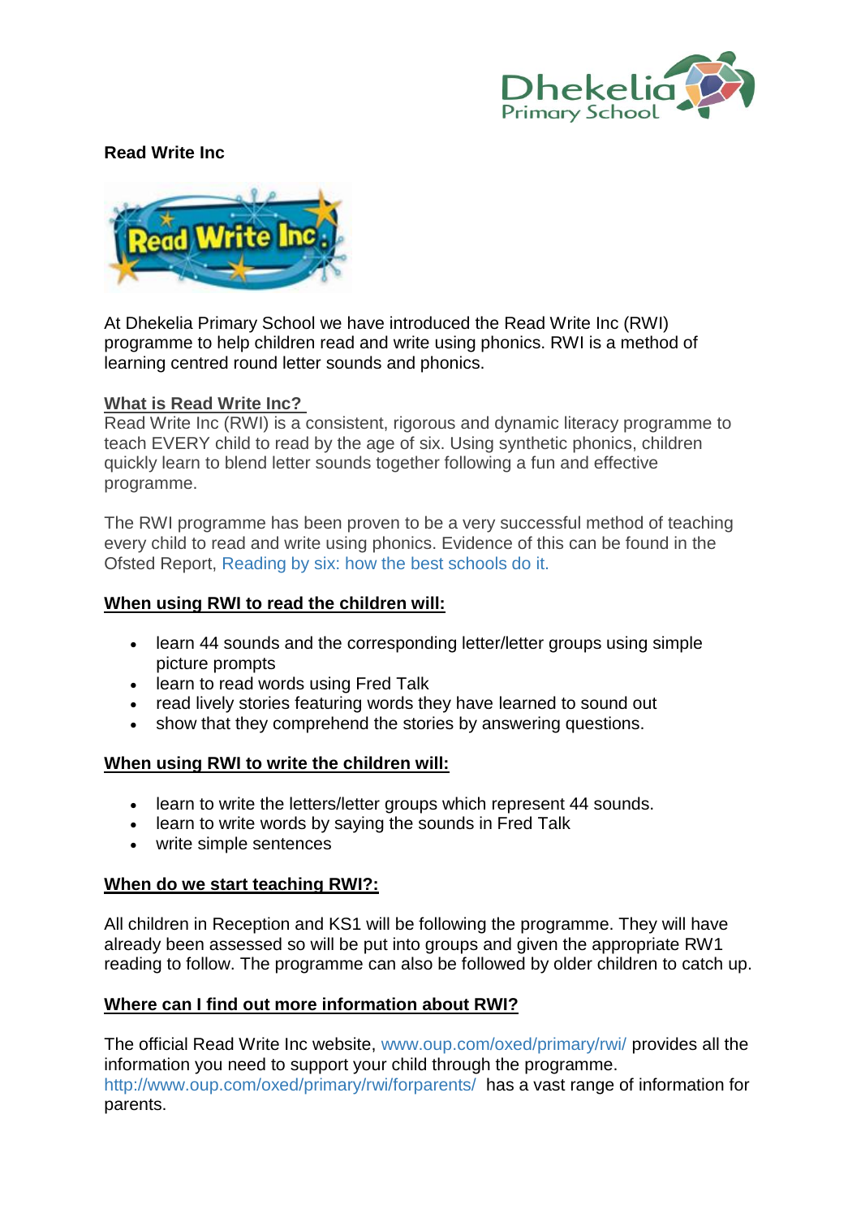**Read Write Inc**

At Dhekelia Primary School we have introduced the Read Write Inc (RWI) programme to help children read and write using phonics. RWI is a method of learning centred round letter sounds and phonics.

**What is Read Write Inc?**

Read Write Inc (RWI) is a consistent, rigorous and dynamic literacy programme to teach EVERY child to read by the age of six. Using synthetic phonics, children quickly learn to blend letter sounds together following a fun and effective programme.

The RWI programme has been proven to be a very successful method of teaching every child to read and write using phonics. Evidence of this can be found in the Ofsted Report, Reading by six: how the best schools do it.

**When using RWI to read the children will:**

- learn 44 sounds and the corresponding letter/letter groups using simple picture prompts
- learn to read words using Fred Talk
- read lively stories featuring words they have learned to sound out
- show that they comprehend the stories by answering questions.

**When using RWI to write the children will:**

- learn to write the letters/letter groups which represent 44 sounds.
- learn to write words by saying the sounds in Fred Talk
- write simple sentences

**When do we start teaching RWI?:**

All children in Reception and KS1 will be following the programme. They will have already been assessed so will be put into groups and given the appropriate RW1 reading to follow. The programme can also be followed by older children to catch up.

**Where can I find out more information about RWI?**

The official Read Write Inc website, www.oup.com/oxed/primary/rwi/ provides all the information you need to support your child through the programme. http://www.oup.com/oxed/primary/rwi/forparents/ has a vast range of information for parents.